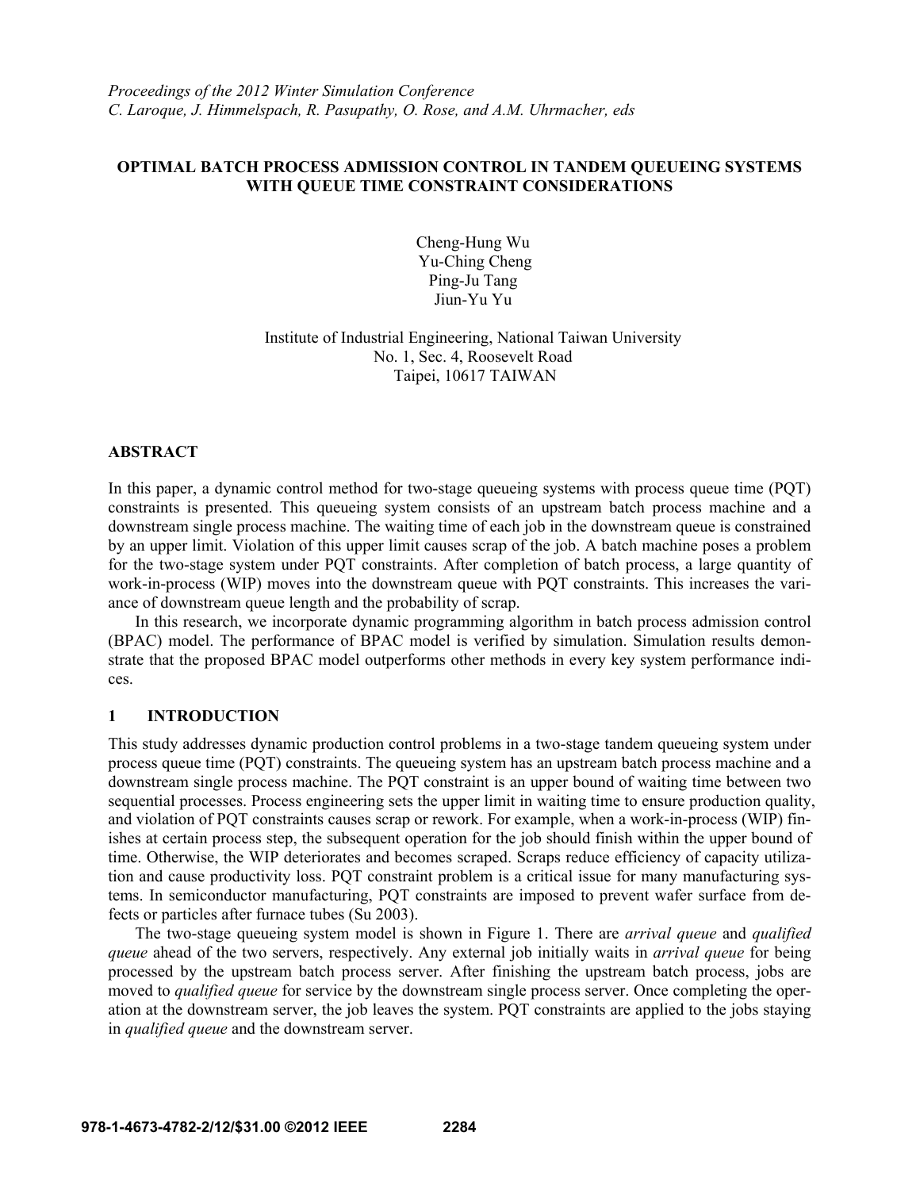# OPTIMAL BATCH PROCESS ADMISSION CONTROL IN TANDEM QUEUEING SYSTEMS WITH QUEUE TIME CONSTRAINT CONSIDERATIONS

Cheng-Hung Wu
Yu-Ching Cheng
Ping-Ju Tang
Jiun-Yu Yu

Institute of Industrial Engineering, National Taiwan University
No. 1, Sec. 4, Roosevelt Road
Taipei, 10617 TAIWAN

## ABSTRACT

In this paper, a dynamic control method for two-stage queueing systems with process queue time (PQT) constraints is presented. This queueing system consists of an upstream batch process machine and a downstream single process machine. The waiting time of each job in the downstream queue is constrained by an upper limit. Violation of this upper limit causes scrap of the job. A batch machine poses a problem for the two-stage system under PQT constraints. After completion of batch process, a large quantity of work-in-process (WIP) moves into the downstream queue with PQT constraints. This increases the variance of downstream queue length and the probability of scrap.

In this research, we incorporate dynamic programming algorithm in batch process admission control (BPAC) model. The performance of BPAC model is verified by simulation. Simulation results demonstrate that the proposed BPAC model outperforms other methods in every key system performance indices.

## 1 INTRODUCTION

This study addresses dynamic production control problems in a two-stage tandem queueing system under process queue time (PQT) constraints. The queueing system has an upstream batch process machine and a downstream single process machine. The PQT constraint is an upper bound of waiting time between two sequential processes. Process engineering sets the upper limit in waiting time to ensure production quality, and violation of PQT constraints causes scrap or rework. For example, when a work-in-process (WIP) finishes at certain process step, the subsequent operation for the job should finish within the upper bound of time. Otherwise, the WIP deteriorates and becomes scraped. Scraps reduce efficiency of capacity utilization and cause productivity loss. PQT constraint problem is a critical issue for many manufacturing systems. In semiconductor manufacturing, PQT constraints are imposed to prevent wafer surface from defects or particles after furnace tubes (Su 2003).

The two-stage queueing system model is shown in Figure 1. There are *arrival queue* and *qualified queue* ahead of the two servers, respectively. Any external job initially waits in *arrival queue* for being processed by the upstream batch process server. After finishing the upstream batch process, jobs are moved to *qualified queue* for service by the downstream single process server. Once completing the operation at the downstream server, the job leaves the system. PQT constraints are applied to the jobs staying in *qualified queue* and the downstream server.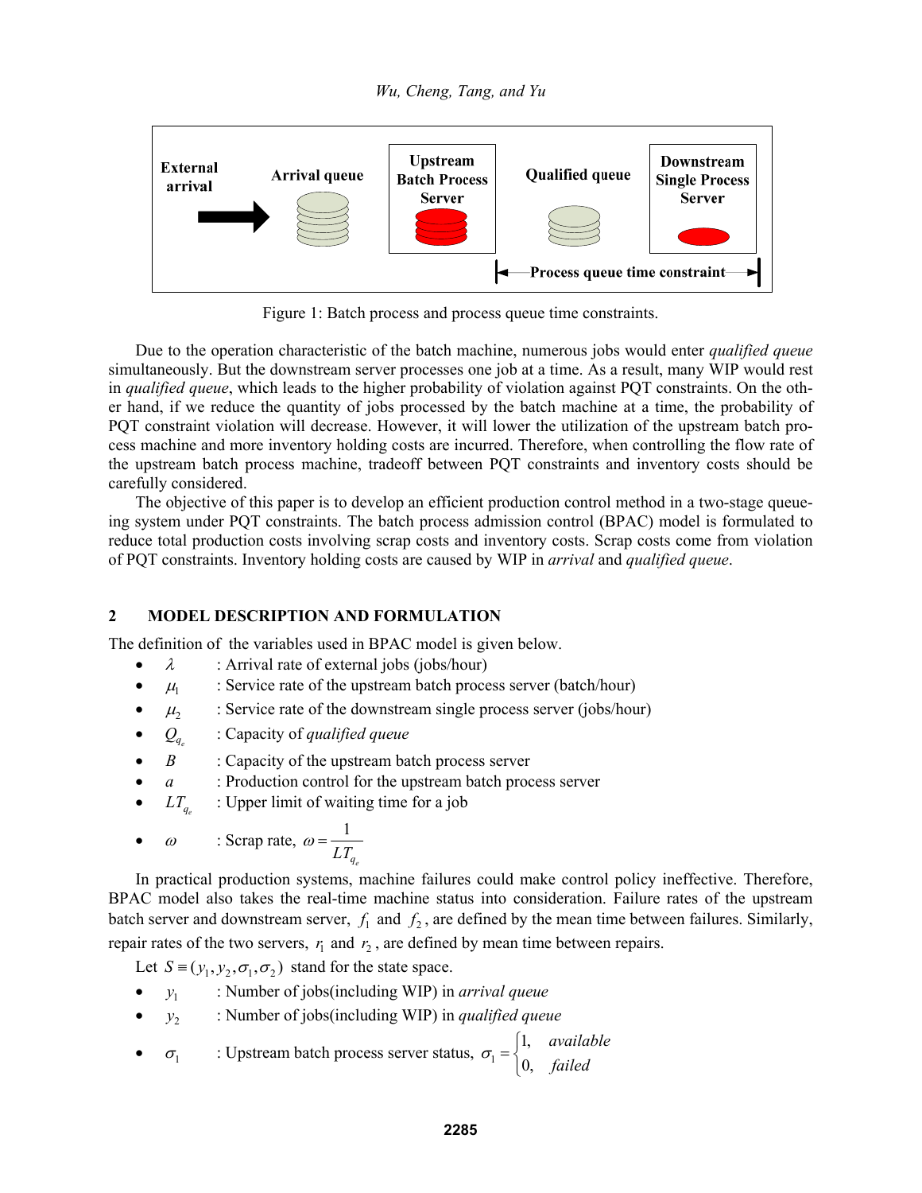Figure 1: Batch process and process queue time constraints.

Due to the operation characteristic of the batch machine, numerous jobs would enter *qualified queue* simultaneously. But the downstream server processes one job at a time. As a result, many WIP would rest in *qualified queue*, which leads to the higher probability of violation against PQT constraints. On the other hand, if we reduce the quantity of jobs processed by the batch machine at a time, the probability of PQT constraint violation will decrease. However, it will lower the utilization of the upstream batch process machine and more inventory holding costs are incurred. Therefore, when controlling the flow rate of the upstream batch process machine, tradeoff between PQT constraints and inventory costs should be carefully considered.

The objective of this paper is to develop an efficient production control method in a two-stage queueing system under PQT constraints. The batch process admission control (BPAC) model is formulated to reduce total production costs involving scrap costs and inventory costs. Scrap costs come from violation of PQT constraints. Inventory holding costs are caused by WIP in *arrival* and *qualified queue*.

## 2 MODEL DESCRIPTION AND FORMULATION

The definition of the variables used in BPAC model is given below.

- $\lambda$ : Arrival rate of external jobs (jobs/hour)
- $\mu_1$ : Service rate of the upstream batch process server (batch/hour)
- $\mu_2$ : Service rate of the downstream single process server (jobs/hour)
- $Q_{q_e}$ : Capacity of *qualified queue*
- $B$ : Capacity of the upstream batch process server
- $a$ : Production control for the upstream batch process server
- $LT_{q_e}$ : Upper limit of waiting time for a job
- $\omega$ : Scrap rate, $\omega = \dfrac{1}{LT_{q_e}}$

In practical production systems, machine failures could make control policy ineffective. Therefore, BPAC model also takes the real-time machine status into consideration. Failure rates of the upstream batch server and downstream server, $f_1$ and $f_2$, are defined by the mean time between failures. Similarly, repair rates of the two servers, $r_1$ and $r_2$, are defined by mean time between repairs.

Let $S \equiv (y_1, y_2, \sigma_1, \sigma_2)$ stand for the state space.

- $y_1$ : Number of jobs(including WIP) in *arrival queue*
- $y_2$ : Number of jobs(including WIP) in *qualified queue*
- $\sigma_1$ : Upstream batch process server status, $\sigma_1 = \begin{cases} 1, & available \\ 0, & failed \end{cases}$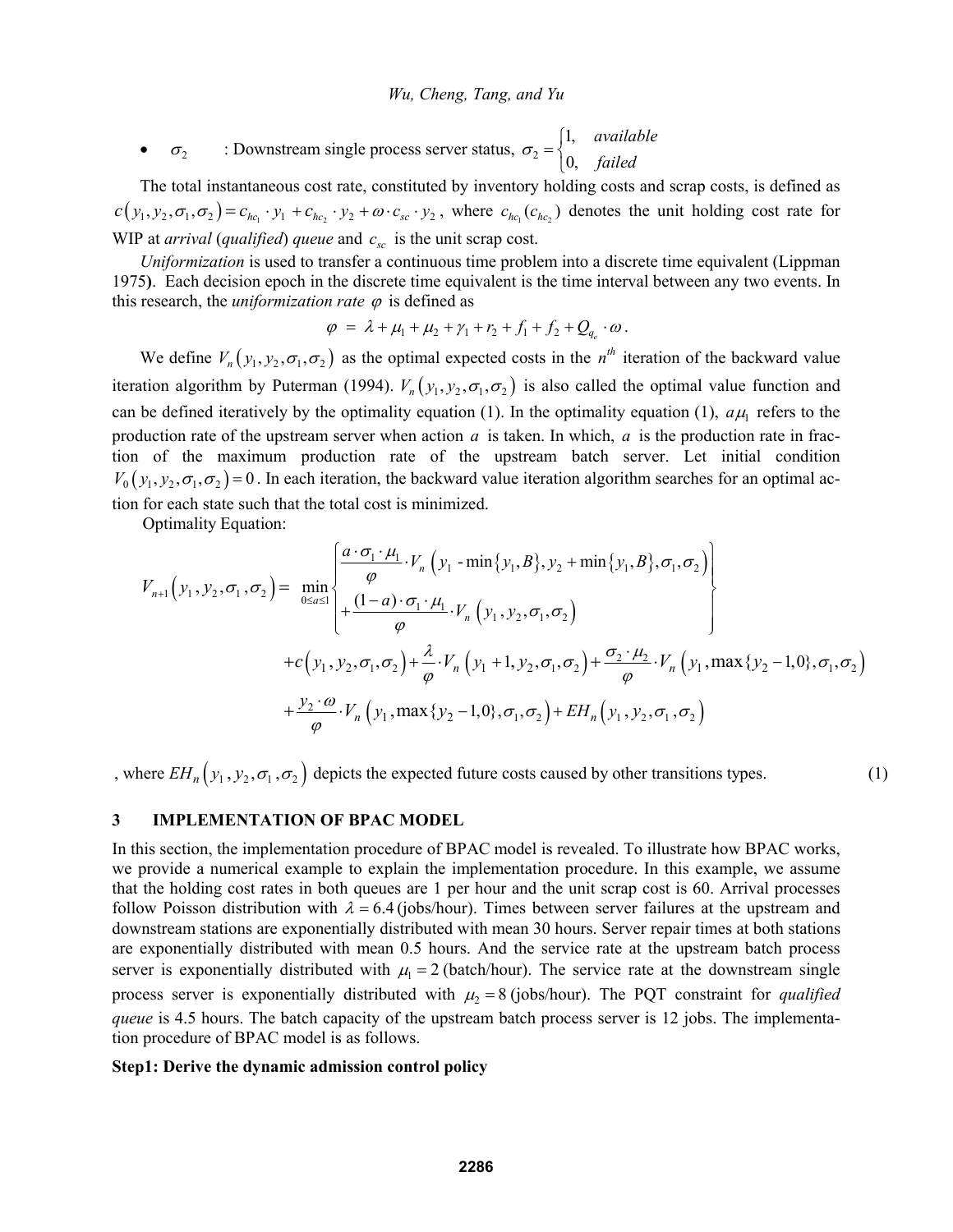- $\sigma_2$ : Downstream single process server status, $\sigma_2 = \begin{cases} 1, & available \\ 0, & failed \end{cases}$

The total instantaneous cost rate, constituted by inventory holding costs and scrap costs, is defined as $c(y_1, y_2, \sigma_1, \sigma_2) = c_{hc_1} \cdot y_1 + c_{hc_2} \cdot y_2 + \omega \cdot c_{sc} \cdot y_2$, where $c_{hc_1}(c_{hc_2})$ denotes the unit holding cost rate for WIP at *arrival* (*qualified*) *queue* and $c_{sc}$ is the unit scrap cost.

*Uniformization* is used to transfer a continuous time problem into a discrete time equivalent (Lippman 1975**)**. Each decision epoch in the discrete time equivalent is the time interval between any two events. In this research, the *uniformization rate* $\varphi$ is defined as

$$\varphi = \lambda + \mu_1 + \mu_2 + \gamma_1 + r_2 + f_1 + f_2 + Q_{q_e} \cdot \omega .$$

We define $V_n(y_1, y_2, \sigma_1, \sigma_2)$ as the optimal expected costs in the $n^{th}$ iteration of the backward value iteration algorithm by Puterman (1994). $V_n(y_1, y_2, \sigma_1, \sigma_2)$ is also called the optimal value function and can be defined iteratively by the optimality equation (1). In the optimality equation (1), $a\mu_1$ refers to the production rate of the upstream server when action $a$ is taken. In which, $a$ is the production rate in fraction of the maximum production rate of the upstream batch server. Let initial condition $V_0(y_1, y_2, \sigma_1, \sigma_2) = 0$. In each iteration, the backward value iteration algorithm searches for an optimal action for each state such that the total cost is minimized.

Optimality Equation:

$$
\begin{aligned}
V_{n+1}(y_1, y_2, \sigma_1, \sigma_2) = \; & \min_{0 \le a \le 1} \left\{ \begin{aligned} & \frac{a \cdot \sigma_1 \cdot \mu_1}{\varphi} \cdot V_n\left(y_1 - \min\{y_1, B\}, y_2 + \min\{y_1, B\}, \sigma_1, \sigma_2\right) \\ & + \frac{(1-a) \cdot \sigma_1 \cdot \mu_1}{\varphi} \cdot V_n\left(y_1, y_2, \sigma_1, \sigma_2\right) \end{aligned} \right\} \\
& + c(y_1, y_2, \sigma_1, \sigma_2) + \frac{\lambda}{\varphi} \cdot V_n(y_1 + 1, y_2, \sigma_1, \sigma_2) + \frac{\sigma_2 \cdot \mu_2}{\varphi} \cdot V_n\left(y_1, \max\{y_2 - 1, 0\}, \sigma_1, \sigma_2\right) \\
& + \frac{y_2 \cdot \omega}{\varphi} \cdot V_n\left(y_1, \max\{y_2 - 1, 0\}, \sigma_1, \sigma_2\right) + EH_n\left(y_1, y_2, \sigma_1, \sigma_2\right)
\end{aligned}
$$

, where $EH_n(y_1, y_2, \sigma_1, \sigma_2)$ depicts the expected future costs caused by other transitions types. (1)

## 3 IMPLEMENTATION OF BPAC MODEL

In this section, the implementation procedure of BPAC model is revealed. To illustrate how BPAC works, we provide a numerical example to explain the implementation procedure. In this example, we assume that the holding cost rates in both queues are 1 per hour and the unit scrap cost is 60. Arrival processes follow Poisson distribution with $\lambda = 6.4$ (jobs/hour). Times between server failures at the upstream and downstream stations are exponentially distributed with mean 30 hours. Server repair times at both stations are exponentially distributed with mean 0.5 hours. And the service rate at the upstream batch process server is exponentially distributed with $\mu_1 = 2$ (batch/hour). The service rate at the downstream single process server is exponentially distributed with $\mu_2 = 8$ (jobs/hour). The PQT constraint for *qualified queue* is 4.5 hours. The batch capacity of the upstream batch process server is 12 jobs. The implementation procedure of BPAC model is as follows.

**Step1: Derive the dynamic admission control policy**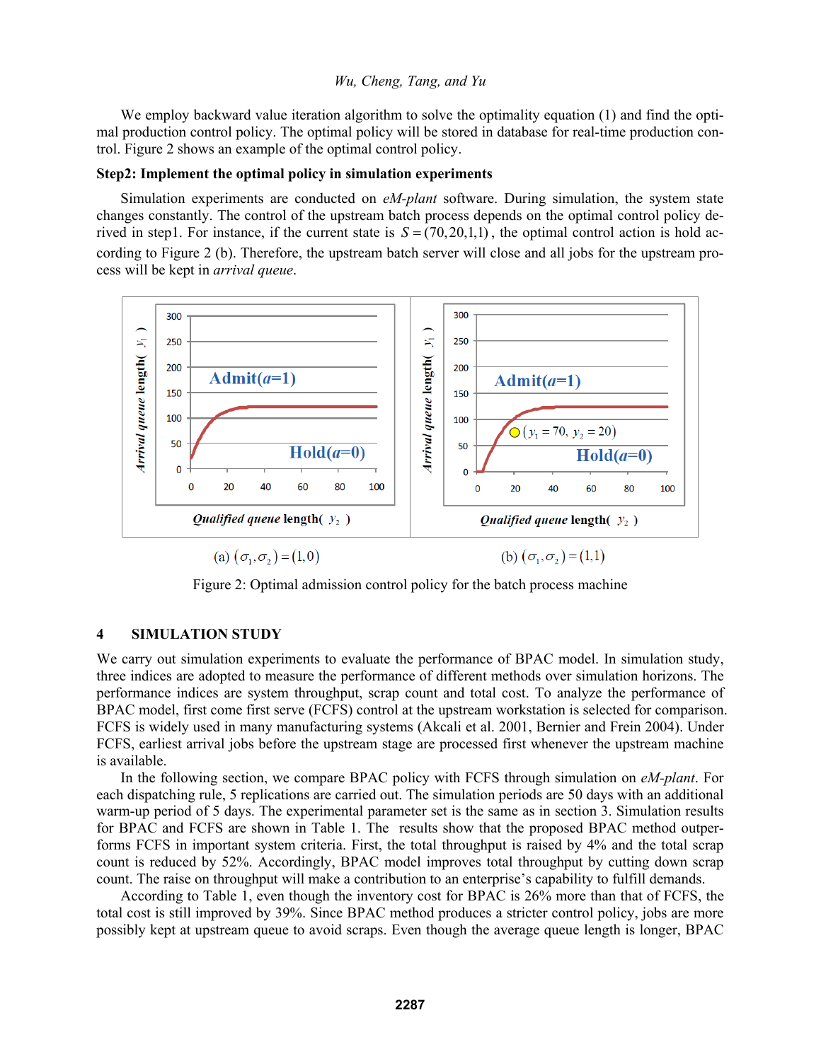We employ backward value iteration algorithm to solve the optimality equation (1) and find the optimal production control policy. The optimal policy will be stored in database for real-time production control. Figure 2 shows an example of the optimal control policy.

**Step2: Implement the optimal policy in simulation experiments**

Simulation experiments are conducted on *eM-plant* software. During simulation, the system state changes constantly. The control of the upstream batch process depends on the optimal control policy derived in step1. For instance, if the current state is $S = (70, 20, 1, 1)$, the optimal control action is hold according to Figure 2 (b). Therefore, the upstream batch server will close and all jobs for the upstream process will be kept in *arrival queue*.

(a) $(\sigma_1, \sigma_2) = (1, 0)$  (b) $(\sigma_1, \sigma_2) = (1, 1)$

Figure 2: Optimal admission control policy for the batch process machine

## 4 SIMULATION STUDY

We carry out simulation experiments to evaluate the performance of BPAC model. In simulation study, three indices are adopted to measure the performance of different methods over simulation horizons. The performance indices are system throughput, scrap count and total cost. To analyze the performance of BPAC model, first come first serve (FCFS) control at the upstream workstation is selected for comparison. FCFS is widely used in many manufacturing systems (Akcali et al. 2001, Bernier and Frein 2004). Under FCFS, earliest arrival jobs before the upstream stage are processed first whenever the upstream machine is available.

In the following section, we compare BPAC policy with FCFS through simulation on *eM-plant*. For each dispatching rule, 5 replications are carried out. The simulation periods are 50 days with an additional warm-up period of 5 days. The experimental parameter set is the same as in section 3. Simulation results for BPAC and FCFS are shown in Table 1. The results show that the proposed BPAC method outperforms FCFS in important system criteria. First, the total throughput is raised by 4% and the total scrap count is reduced by 52%. Accordingly, BPAC model improves total throughput by cutting down scrap count. The raise on throughput will make a contribution to an enterprise's capability to fulfill demands.

According to Table 1, even though the inventory cost for BPAC is 26% more than that of FCFS, the total cost is still improved by 39%. Since BPAC method produces a stricter control policy, jobs are more possibly kept at upstream queue to avoid scraps. Even though the average queue length is longer, BPAC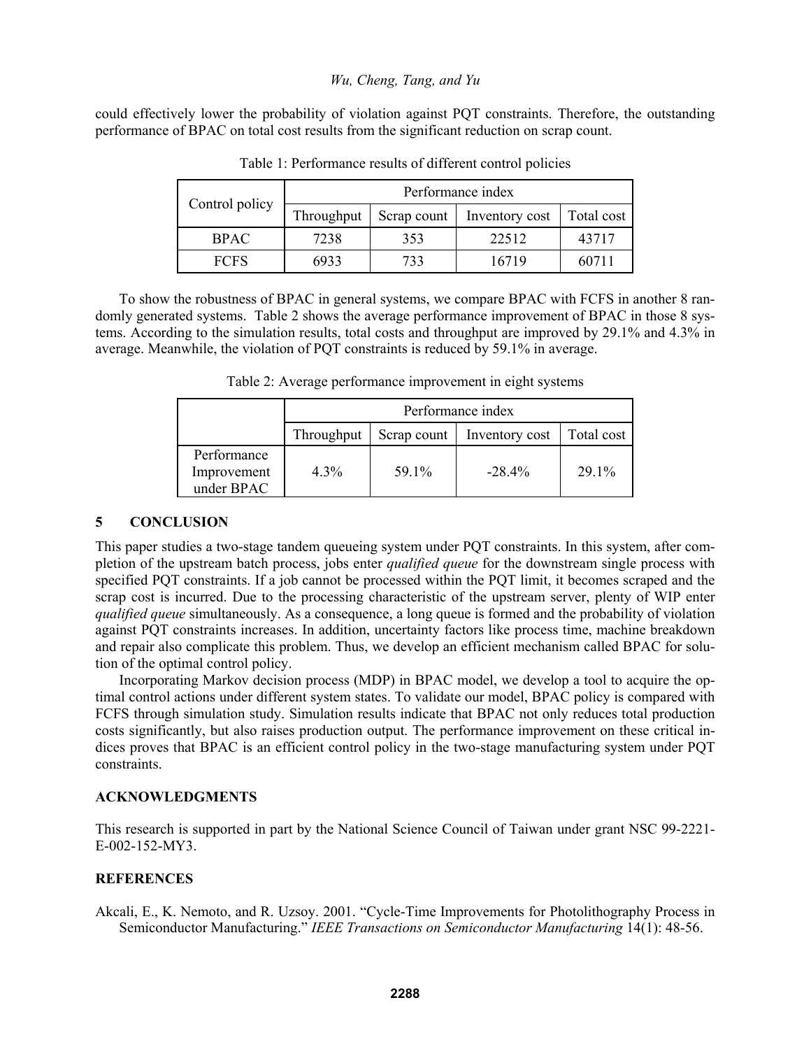could effectively lower the probability of violation against PQT constraints. Therefore, the outstanding performance of BPAC on total cost results from the significant reduction on scrap count.

Table 1: Performance results of different control policies

| Control policy | Performance index | | | |
|---|---|---|---|---|
| | Throughput | Scrap count | Inventory cost | Total cost |
| BPAC | 7238 | 353 | 22512 | 43717 |
| FCFS | 6933 | 733 | 16719 | 60711 |

To show the robustness of BPAC in general systems, we compare BPAC with FCFS in another 8 randomly generated systems. Table 2 shows the average performance improvement of BPAC in those 8 systems. According to the simulation results, total costs and throughput are improved by 29.1% and 4.3% in average. Meanwhile, the violation of PQT constraints is reduced by 59.1% in average.

Table 2: Average performance improvement in eight systems

| | Performance index | | | |
|---|---|---|---|---|
| | Throughput | Scrap count | Inventory cost | Total cost |
| Performance Improvement under BPAC | 4.3% | 59.1% | -28.4% | 29.1% |

## 5 CONCLUSION

This paper studies a two-stage tandem queueing system under PQT constraints. In this system, after completion of the upstream batch process, jobs enter *qualified queue* for the downstream single process with specified PQT constraints. If a job cannot be processed within the PQT limit, it becomes scraped and the scrap cost is incurred. Due to the processing characteristic of the upstream server, plenty of WIP enter *qualified queue* simultaneously. As a consequence, a long queue is formed and the probability of violation against PQT constraints increases. In addition, uncertainty factors like process time, machine breakdown and repair also complicate this problem. Thus, we develop an efficient mechanism called BPAC for solution of the optimal control policy.

Incorporating Markov decision process (MDP) in BPAC model, we develop a tool to acquire the optimal control actions under different system states. To validate our model, BPAC policy is compared with FCFS through simulation study. Simulation results indicate that BPAC not only reduces total production costs significantly, but also raises production output. The performance improvement on these critical indices proves that BPAC is an efficient control policy in the two-stage manufacturing system under PQT constraints.

## ACKNOWLEDGMENTS

This research is supported in part by the National Science Council of Taiwan under grant NSC 99-2221-E-002-152-MY3.

## REFERENCES

Akcali, E., K. Nemoto, and R. Uzsoy. 2001. "Cycle-Time Improvements for Photolithography Process in Semiconductor Manufacturing." *IEEE Transactions on Semiconductor Manufacturing* 14(1): 48-56.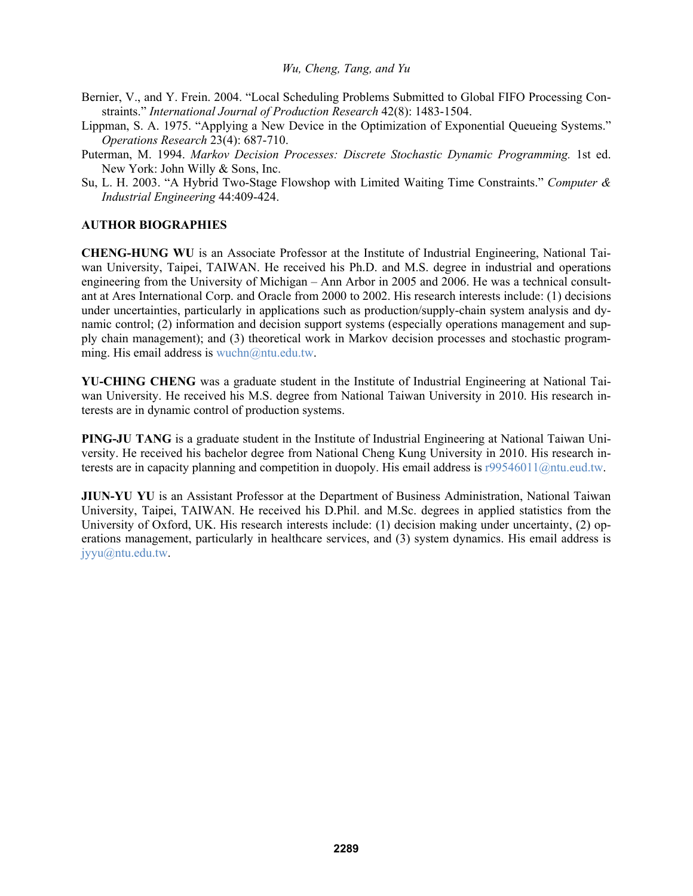Bernier, V., and Y. Frein. 2004. "Local Scheduling Problems Submitted to Global FIFO Processing Constraints." *International Journal of Production Research* 42(8): 1483-1504.

Lippman, S. A. 1975. "Applying a New Device in the Optimization of Exponential Queueing Systems." *Operations Research* 23(4): 687-710.

Puterman, M. 1994. *Markov Decision Processes: Discrete Stochastic Dynamic Programming.* 1st ed. New York: John Willy & Sons, Inc.

Su, L. H. 2003. "A Hybrid Two-Stage Flowshop with Limited Waiting Time Constraints." *Computer & Industrial Engineering* 44:409-424.

## AUTHOR BIOGRAPHIES

**CHENG-HUNG WU** is an Associate Professor at the Institute of Industrial Engineering, National Taiwan University, Taipei, TAIWAN. He received his Ph.D. and M.S. degree in industrial and operations engineering from the University of Michigan – Ann Arbor in 2005 and 2006. He was a technical consultant at Ares International Corp. and Oracle from 2000 to 2002. His research interests include: (1) decisions under uncertainties, particularly in applications such as production/supply-chain system analysis and dynamic control; (2) information and decision support systems (especially operations management and supply chain management); and (3) theoretical work in Markov decision processes and stochastic programming. His email address is wuchn@ntu.edu.tw.

**YU-CHING CHENG** was a graduate student in the Institute of Industrial Engineering at National Taiwan University. He received his M.S. degree from National Taiwan University in 2010. His research interests are in dynamic control of production systems.

**PING-JU TANG** is a graduate student in the Institute of Industrial Engineering at National Taiwan University. He received his bachelor degree from National Cheng Kung University in 2010. His research interests are in capacity planning and competition in duopoly. His email address is r99546011@ntu.eud.tw.

**JIUN-YU YU** is an Assistant Professor at the Department of Business Administration, National Taiwan University, Taipei, TAIWAN. He received his D.Phil. and M.Sc. degrees in applied statistics from the University of Oxford, UK. His research interests include: (1) decision making under uncertainty, (2) operations management, particularly in healthcare services, and (3) system dynamics. His email address is jyyu@ntu.edu.tw.